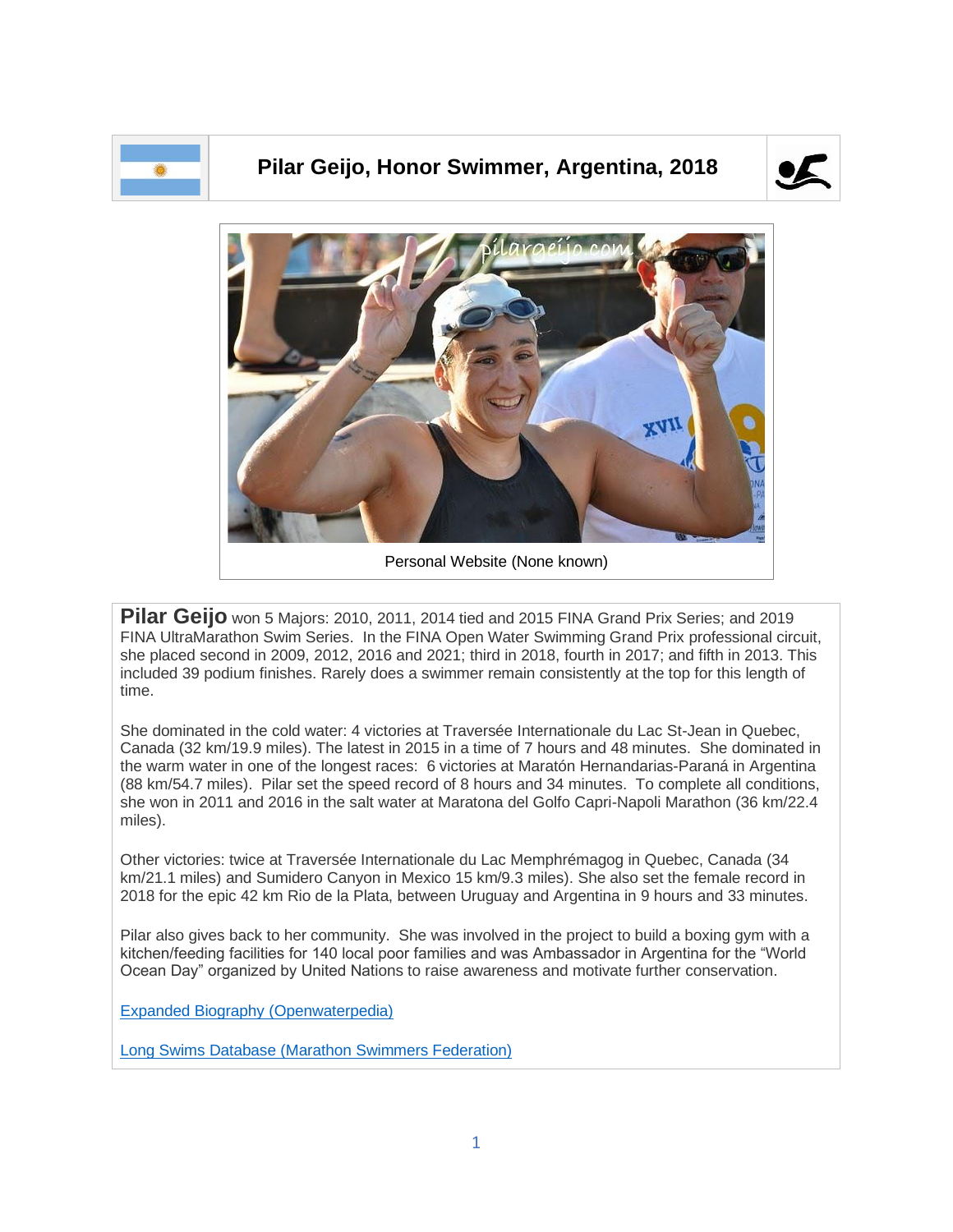# Pilar Geijo, Honor Swimmer, Argentina, 2018

Personal Website (None known)

**Pilar Geijo** won 5 Majors: 2010, 2011, 2014 tied and 2015 FINA Grand Prix Series; and 2019 FINA UltraMarathon Swim Series. In the FINA Open Water Swimming Grand Prix professional circuit, she placed second in 2009, 2012, 2016 and 2021; third in 2018, fourth in 2017; and fifth in 2013. This included 39 podium finishes. Rarely does a swimmer remain consistently at the top for this length of time.

She dominated in the cold water: 4 victories at Traversée Internationale du Lac St-Jean in Quebec, Canada (32 km/19.9 miles). The latest in 2015 in a time of 7 hours and 48 minutes. She dominated in the warm water in one of the longest races: 6 victories at Maratón Hernandarias-Paraná in Argentina (88 km/54.7 miles). Pilar set the speed record of 8 hours and 34 minutes. To complete all conditions, she won in 2011 and 2016 in the salt water at Maratona del Golfo Capri-Napoli Marathon (36 km/22.4 miles).

Other victories: twice at Traversée Internationale du Lac Memphrémagog in Quebec, Canada (34 km/21.1 miles) and Sumidero Canyon in Mexico 15 km/9.3 miles). She also set the female record in 2018 for the epic 42 km Rio de la Plata, between Uruguay and Argentina in 9 hours and 33 minutes.

Pilar also gives back to her community. She was involved in the project to build a boxing gym with a kitchen/feeding facilities for 140 local poor families and was Ambassador in Argentina for the "World Ocean Day" organized by United Nations to raise awareness and motivate further conservation.

Expanded Biography (Openwaterpedia)

Long Swims Database (Marathon Swimmers Federation)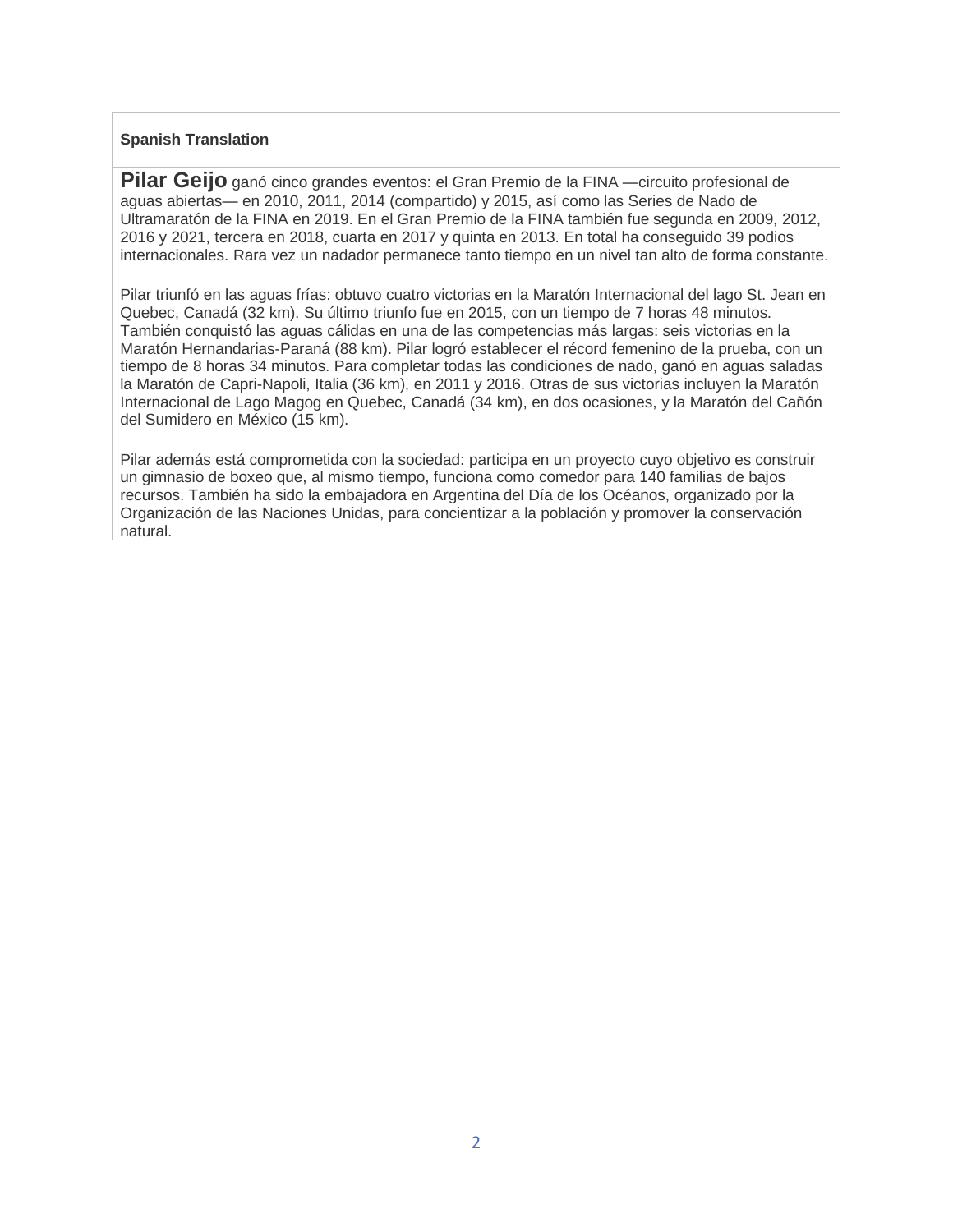**Spanish Translation**

**Pilar Geijo** ganó cinco grandes eventos: el Gran Premio de la FINA —circuito profesional de aguas abiertas— en 2010, 2011, 2014 (compartido) y 2015, así como las Series de Nado de Ultramaratón de la FINA en 2019. En el Gran Premio de la FINA también fue segunda en 2009, 2012, 2016 y 2021, tercera en 2018, cuarta en 2017 y quinta en 2013. En total ha conseguido 39 podios internacionales. Rara vez un nadador permanece tanto tiempo en un nivel tan alto de forma constante.

Pilar triunfó en las aguas frías: obtuvo cuatro victorias en la Maratón Internacional del lago St. Jean en Quebec, Canadá (32 km). Su último triunfo fue en 2015, con un tiempo de 7 horas 48 minutos. También conquistó las aguas cálidas en una de las competencias más largas: seis victorias en la Maratón Hernandarias-Paraná (88 km). Pilar logró establecer el récord femenino de la prueba, con un tiempo de 8 horas 34 minutos. Para completar todas las condiciones de nado, ganó en aguas saladas la Maratón de Capri-Napoli, Italia (36 km), en 2011 y 2016. Otras de sus victorias incluyen la Maratón Internacional de Lago Magog en Quebec, Canadá (34 km), en dos ocasiones, y la Maratón del Cañón del Sumidero en México (15 km).

Pilar además está comprometida con la sociedad: participa en un proyecto cuyo objetivo es construir un gimnasio de boxeo que, al mismo tiempo, funciona como comedor para 140 familias de bajos recursos. También ha sido la embajadora en Argentina del Día de los Océanos, organizado por la Organización de las Naciones Unidas, para concientizar a la población y promover la conservación natural.